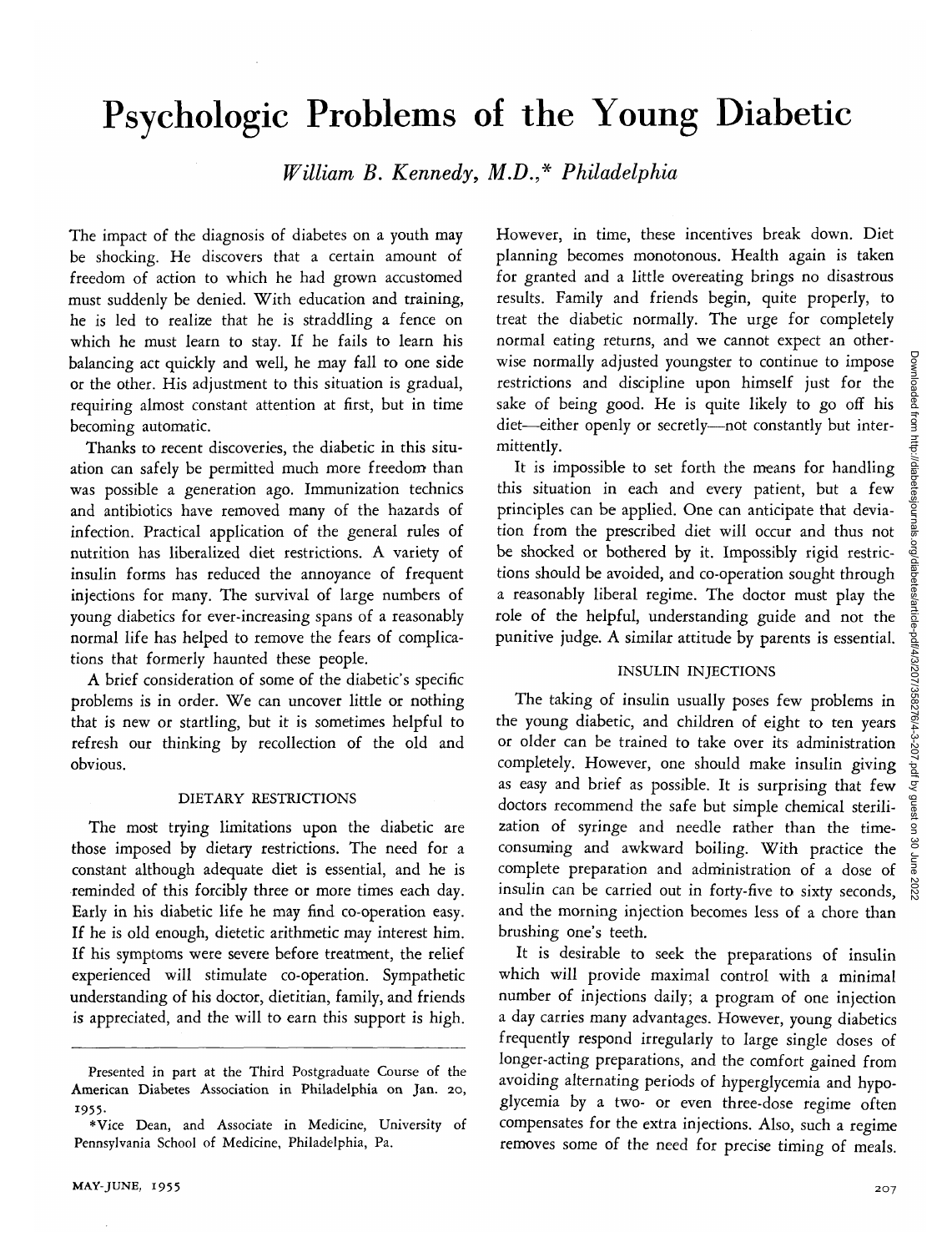# Psychologic Problems of the Young Diabetic

*William B. Kennedy, M.D.,\* Philadelphia*

The impact of the diagnosis of diabetes on a youth may be shocking. He discovers that a certain amount of freedom of action to which he had grown accustomed must suddenly be denied. With education and training, he is led to realize that he is straddling a fence on which he must learn to stay. If he fails to learn his balancing act quickly and well, he may fall to one side or the other. His adjustment to this situation is gradual, requiring almost constant attention at first, but in time becoming automatic.

Thanks to recent discoveries, the diabetic in this situation can safely be permitted much more freedom than was possible a generation ago. Immunization technics and antibiotics have removed many of the hazards of infection. Practical application of the general rules of nutrition has liberalized diet restrictions. A variety of insulin forms has reduced the annoyance of frequent injections for many. The survival of large numbers of young diabetics for ever-increasing spans of a reasonably normal life has helped to remove the fears of complications that formerly haunted these people.

A brief consideration of some of the diabetic's specific problems is in order. We can uncover little or nothing that is new or startling, but it is sometimes helpful to refresh our thinking by recollection of the old and obvious.

## DIETARY RESTRICTIONS

The most trying limitations upon the diabetic are those imposed by dietary restrictions. The need for a constant although adequate diet is essential, and he is reminded of this forcibly three or more times each day. Early in his diabetic life he may find co-operation easy. If he is old enough, dietetic arithmetic may interest him. If his symptoms were severe before treatment, the relief experienced will stimulate co-operation. Sympathetic understanding of his doctor, dietitian, family, and friends is appreciated, and the will to earn this support is high. However, in time, these incentives break down. Diet planning becomes monotonous. Health again is taken for granted and a little overeating brings no disastrous results. Family and friends begin, quite properly, to treat the diabetic normally. The urge for completely normal eating returns, and we cannot expect an otherwise normally adjusted youngster to continue to impose restrictions and discipline upon himself just for the sake of being good. He is quite likely to go off his diet—either openly or secretly—not constantly but intermittently.

It is impossible to set forth the means for handling this situation in each and every patient, but a few principles can be applied. One can anticipate that deviation from the prescribed diet will occur and thus not be shocked or bothered by it. Impossibly rigid restrictions should be avoided, and co-operation sought through a reasonably liberal regime. The doctor must play the role of the helpful, understanding guide and not the punitive judge. A similar attitude by parents is essential.

## INSULIN INJECTIONS

The taking of insulin usually poses few problems in the young diabetic, and children of eight to ten years or older can be trained to take over its administration completely. However, one should make insulin giving as easy and brief as possible. It is surprising that few doctors recommend the safe but simple chemical sterilization of syringe and needle rather than the time-consuming and awkward boiling. With practice the complete preparation and administration of a dose of insulin can be carried out in forty-five to sixty seconds, and the morning injection becomes less of a chore than brushing one's teeth.

It is desirable to seek the preparations of insulin which will provide maximal control with a minimal number of injections daily; a program of one injection a day carries many advantages. However, young diabetics frequently respond irregularly to large single doses of longer-acting preparations, and the comfort gained from avoiding alternating periods of hyperglycemia and hypoglycemia by a two- or even three-dose regime often compensates for the extra injections. Also, such a regime removes some of the need for precise timing of meals.

---

Presented in part at the Third Postgraduate Course of the American Diabetes Association in Philadelphia on Jan. 20, 1955.

\*Vice Dean, and Associate in Medicine, University of Pennsylvania School of Medicine, Philadelphia, Pa.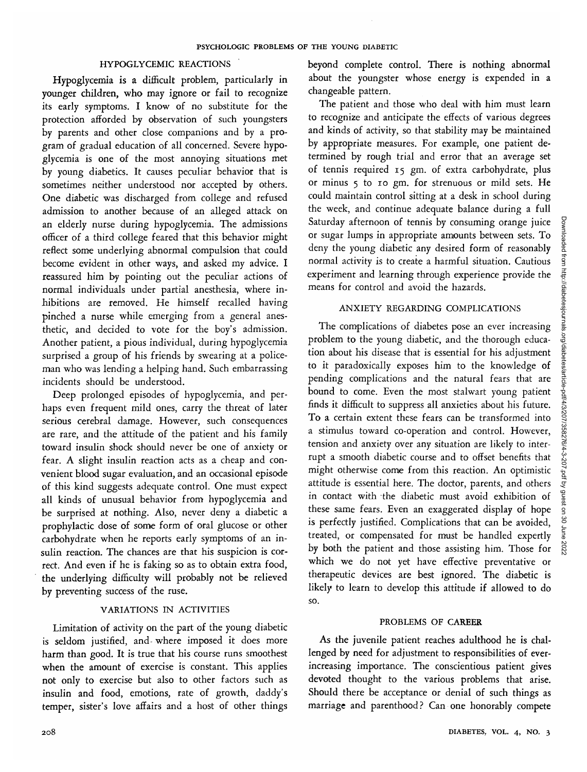## HYPOGLYCEMIC REACTIONS

Hypoglycemia is a difficult problem, particularly in younger children, who may ignore or fail to recognize its early symptoms. I know of no substitute for the protection afforded by observation of such youngsters by parents and other close companions and by a program of gradual education of all concerned. Severe hypoglycemia is one of the most annoying situations met by young diabetics. It causes peculiar behavior that is sometimes neither understood nor accepted by others. One diabetic was discharged from college and refused admission to another because of an alleged attack on an elderly nurse during hypoglycemia. The admissions officer of a third college feared that this behavior might reflect some underlying abnormal compulsion that could become evident in other ways, and asked my advice. I reassured him by pointing out the peculiar actions of normal individuals under partial anesthesia, where inhibitions are removed. He himself recalled having pinched a nurse while emerging from a general anesthetic, and decided to vote for the boy's admission. Another patient, a pious individual, during hypoglycemia surprised a group of his friends by swearing at a policeman who was lending a helping hand. Such embarrassing incidents should be understood.

Deep prolonged episodes of hypoglycemia, and perhaps even frequent mild ones, carry the threat of later serious cerebral damage. However, such consequences are rare, and the attitude of the patient and his family toward insulin shock should never be one of anxiety or fear. A slight insulin reaction acts as a cheap and convenient blood sugar evaluation, and an occasional episode of this kind suggests adequate control. One must expect all kinds of unusual behavior from hypoglycemia and be surprised at nothing. Also, never deny a diabetic a prophylactic dose of some form of oral glucose or other carbohydrate when he reports early symptoms of an insulin reaction. The chances are that his suspicion is correct. And even if he is faking so as to obtain extra food, the underlying difficulty will probably not be relieved by preventing success of the ruse.

## VARIATIONS IN ACTIVITIES

Limitation of activity on the part of the young diabetic is seldom justified, and where imposed it does more harm than good. It is true that his course runs smoothest when the amount of exercise is constant. This applies not only to exercise but also to other factors such as insulin and food, emotions, rate of growth, daddy's temper, sister's love affairs and a host of other things beyond complete control. There is nothing abnormal about the youngster whose energy is expended in a changeable pattern.

The patient and those who deal with him must learn to recognize and anticipate the effects of various degrees and kinds of activity, so that stability may be maintained by appropriate measures. For example, one patient determined by rough trial and error that an average set of tennis required 15 gm. of extra carbohydrate, plus or minus 5 to 10 gm. for strenuous or mild sets. He could maintain control sitting at a desk in school during the week, and continue adequate balance during a full Saturday afternoon of tennis by consuming orange juice or sugar lumps in appropriate amounts between sets. To deny the young diabetic any desired form of reasonably normal activity is to create a harmful situation. Cautious experiment and learning through experience provide the means for control and avoid the hazards.

## ANXIETY REGARDING COMPLICATIONS

The complications of diabetes pose an ever increasing problem to the young diabetic, and the thorough education about his disease that is essential for his adjustment to it paradoxically exposes him to the knowledge of pending complications and the natural fears that are bound to come. Even the most stalwart young patient finds it difficult to suppress all anxieties about his future. To a certain extent these fears can be transformed into a stimulus toward co-operation and control. However, tension and anxiety over any situation are likely to interrupt a smooth diabetic course and to offset benefits that might otherwise come from this reaction. An optimistic attitude is essential here. The doctor, parents, and others in contact with the diabetic must avoid exhibition of these same fears. Even an exaggerated display of hope is perfectly justified. Complications that can be avoided, treated, or compensated for must be handled expertly by both the patient and those assisting him. Those for which we do not yet have effective preventative or therapeutic devices are best ignored. The diabetic is likely to learn to develop this attitude if allowed to do so.

## PROBLEMS OF CAREER

As the juvenile patient reaches adulthood he is challenged by need for adjustment to responsibilities of ever-increasing importance. The conscientious patient gives devoted thought to the various problems that arise. Should there be acceptance or denial of such things as marriage and parenthood? Can one honorably compete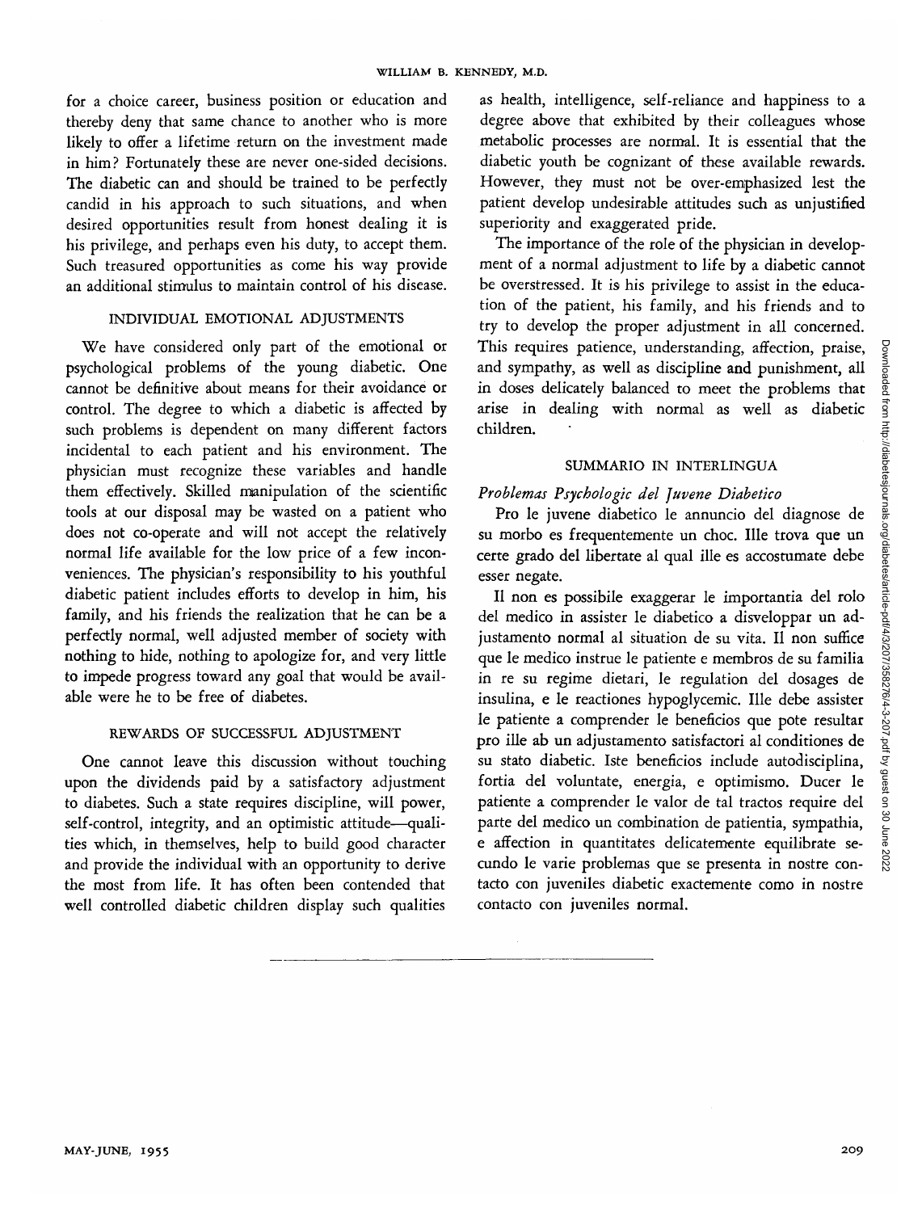for a choice career, business position or education and thereby deny that same chance to another who is more likely to offer a lifetime return on the investment made in him? Fortunately these are never one-sided decisions. The diabetic can and should be trained to be perfectly candid in his approach to such situations, and when desired opportunities result from honest dealing it is his privilege, and perhaps even his duty, to accept them. Such treasured opportunities as come his way provide an additional stimulus to maintain control of his disease.

## INDIVIDUAL EMOTIONAL ADJUSTMENTS

We have considered only part of the emotional or psychological problems of the young diabetic. One cannot be definitive about means for their avoidance or control. The degree to which a diabetic is affected by such problems is dependent on many different factors incidental to each patient and his environment. The physician must recognize these variables and handle them effectively. Skilled manipulation of the scientific tools at our disposal may be wasted on a patient who does not co-operate and will not accept the relatively normal life available for the low price of a few inconveniences. The physician's responsibility to his youthful diabetic patient includes efforts to develop in him, his family, and his friends the realization that he can be a perfectly normal, well adjusted member of society with nothing to hide, nothing to apologize for, and very little to impede progress toward any goal that would be available were he to be free of diabetes.

## REWARDS OF SUCCESSFUL ADJUSTMENT

One cannot leave this discussion without touching upon the dividends paid by a satisfactory adjustment to diabetes. Such a state requires discipline, will power, self-control, integrity, and an optimistic attitude—qualities which, in themselves, help to build good character and provide the individual with an opportunity to derive the most from life. It has often been contended that well controlled diabetic children display such qualities as health, intelligence, self-reliance and happiness to a degree above that exhibited by their colleagues whose metabolic processes are normal. It is essential that the diabetic youth be cognizant of these available rewards. However, they must not be over-emphasized lest the patient develop undesirable attitudes such as unjustified superiority and exaggerated pride.

The importance of the role of the physician in development of a normal adjustment to life by a diabetic cannot be overstressed. It is his privilege to assist in the education of the patient, his family, and his friends and to try to develop the proper adjustment in all concerned. This requires patience, understanding, affection, praise, and sympathy, as well as discipline and punishment, all in doses delicately balanced to meet the problems that arise in dealing with normal as well as diabetic children.

## SUMMARIO IN INTERLINGUA

### *Problemas Psychologic del Juvene Diabetico*

Pro le juvene diabetico le annuncio del diagnose de su morbo es frequentemente un choc. Ille trova que un certe grado del libertate al qual ille es accostumate debe esser negate.

Il non es possibile exaggerar le importantia del rolo del medico in assister le diabetico a disveloppar un adjustamento normal al situation de su vita. Il non suffice que le medico instrue le patiente e membros de su familia in re su regime dietari, le regulation del dosages de insulina, e le reactiones hypoglycemic. Ille debe assister le patiente a comprender le beneficios que pote resultar pro ille ab un adjustamento satisfactori al conditiones de su stato diabetic. Iste beneficios include autodisciplina, fortia del voluntate, energia, e optimismo. Ducer le patiente a comprender le valor de tal tractos require del parte del medico un combination de patientia, sympathia, e affection in quantitates delicatemente equilibrate secundo le varie problemas que se presenta in nostre contacto con juveniles diabetic exactemente como in nostre contacto con juveniles normal.